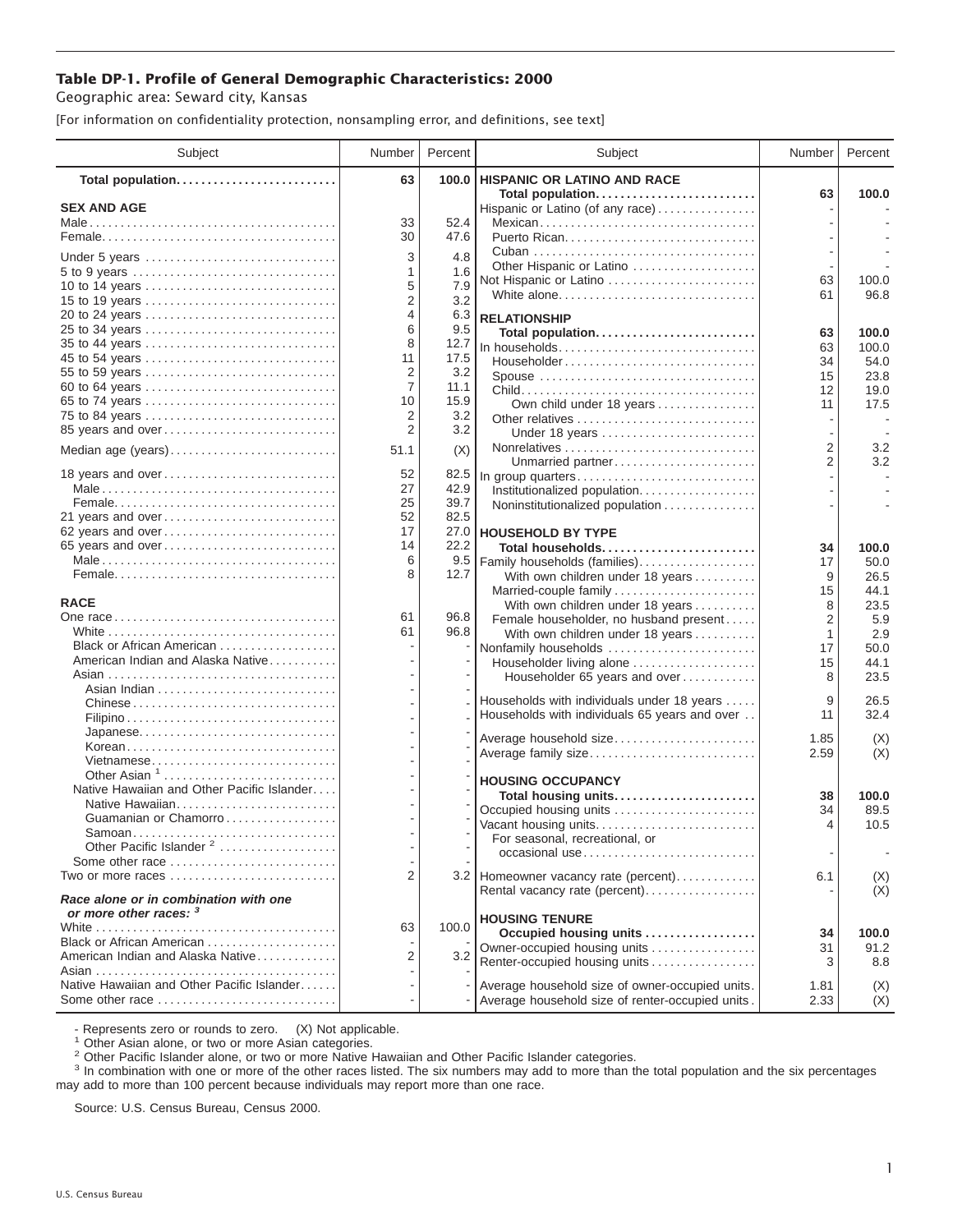# Table DP-1. Profile of General Demographic Characteristics: 2000

Geographic area: Seward city, Kansas

[For information on confidentiality protection, nonsampling error, and definitions, see text]

| Subject | Number | Percent |
|---|---|---|
| **Total population** | **63** | **100.0** |
| **SEX AND AGE** | | |
| Male | 33 | 52.4 |
| Female | 30 | 47.6 |
| Under 5 years | 3 | 4.8 |
| 5 to 9 years | 1 | 1.6 |
| 10 to 14 years | 5 | 7.9 |
| 15 to 19 years | 2 | 3.2 |
| 20 to 24 years | 4 | 6.3 |
| 25 to 34 years | 6 | 9.5 |
| 35 to 44 years | 8 | 12.7 |
| 45 to 54 years | 11 | 17.5 |
| 55 to 59 years | 2 | 3.2 |
| 60 to 64 years | 7 | 11.1 |
| 65 to 74 years | 10 | 15.9 |
| 75 to 84 years | 2 | 3.2 |
| 85 years and over | 2 | 3.2 |
| Median age (years) | 51.1 | (X) |
| 18 years and over | 52 | 82.5 |
| Male | 27 | 42.9 |
| Female | 25 | 39.7 |
| 21 years and over | 52 | 82.5 |
| 62 years and over | 17 | 27.0 |
| 65 years and over | 14 | 22.2 |
| Male | 6 | 9.5 |
| Female | 8 | 12.7 |
| **RACE** | | |
| One race | 61 | 96.8 |
| White | 61 | 96.8 |
| Black or African American | - | - |
| American Indian and Alaska Native | - | - |
| Asian | - | - |
| Asian Indian | - | - |
| Chinese | - | - |
| Filipino | - | - |
| Japanese | - | - |
| Korean | - | - |
| Vietnamese | - | - |
| Other Asian [1] | - | - |
| Native Hawaiian and Other Pacific Islander | - | - |
| Native Hawaiian | - | - |
| Guamanian or Chamorro | - | - |
| Samoan | - | - |
| Other Pacific Islander [2] | - | - |
| Some other race | - | - |
| Two or more races | 2 | 3.2 |
| ***Race alone or in combination with one or more other races:* [3]** | | |
| White | 63 | 100.0 |
| Black or African American | - | - |
| American Indian and Alaska Native | 2 | 3.2 |
| Asian | - | - |
| Native Hawaiian and Other Pacific Islander | - | - |
| Some other race | - | - |

| Subject | Number | Percent |
|---|---|---|
| **HISPANIC OR LATINO AND RACE** | | |
| **Total population** | **63** | **100.0** |
| Hispanic or Latino (of any race) | - | - |
| Mexican | - | - |
| Puerto Rican | - | - |
| Cuban | - | - |
| Other Hispanic or Latino | - | - |
| Not Hispanic or Latino | 63 | 100.0 |
| White alone | 61 | 96.8 |
| **RELATIONSHIP** | | |
| **Total population** | **63** | **100.0** |
| In households | 63 | 100.0 |
| Householder | 34 | 54.0 |
| Spouse | 15 | 23.8 |
| Child | 12 | 19.0 |
| Own child under 18 years | 11 | 17.5 |
| Other relatives | - | - |
| Under 18 years | - | - |
| Nonrelatives | 2 | 3.2 |
| Unmarried partner | 2 | 3.2 |
| In group quarters | - | - |
| Institutionalized population | - | - |
| Noninstitutionalized population | - | - |
| **HOUSEHOLD BY TYPE** | | |
| **Total households** | **34** | **100.0** |
| Family households (families) | 17 | 50.0 |
| With own children under 18 years | 9 | 26.5 |
| Married-couple family | 15 | 44.1 |
| With own children under 18 years | 8 | 23.5 |
| Female householder, no husband present | 2 | 5.9 |
| With own children under 18 years | 1 | 2.9 |
| Nonfamily households | 17 | 50.0 |
| Householder living alone | 15 | 44.1 |
| Householder 65 years and over | 8 | 23.5 |
| Households with individuals under 18 years | 9 | 26.5 |
| Households with individuals 65 years and over | 11 | 32.4 |
| Average household size | 1.85 | (X) |
| Average family size | 2.59 | (X) |
| **HOUSING OCCUPANCY** | | |
| **Total housing units** | **38** | **100.0** |
| Occupied housing units | 34 | 89.5 |
| Vacant housing units | 4 | 10.5 |
| For seasonal, recreational, or occasional use | - | - |
| Homeowner vacancy rate (percent) | 6.1 | (X) |
| Rental vacancy rate (percent) | - | (X) |
| **HOUSING TENURE** | | |
| **Occupied housing units** | **34** | **100.0** |
| Owner-occupied housing units | 31 | 91.2 |
| Renter-occupied housing units | 3 | 8.8 |
| Average household size of owner-occupied units | 1.81 | (X) |
| Average household size of renter-occupied units | 2.33 | (X) |

- Represents zero or rounds to zero. (X) Not applicable.

[1] Other Asian alone, or two or more Asian categories.

[2] Other Pacific Islander alone, or two or more Native Hawaiian and Other Pacific Islander categories.

[3] In combination with one or more of the other races listed. The six numbers may add to more than the total population and the six percentages may add to more than 100 percent because individuals may report more than one race.

Source: U.S. Census Bureau, Census 2000.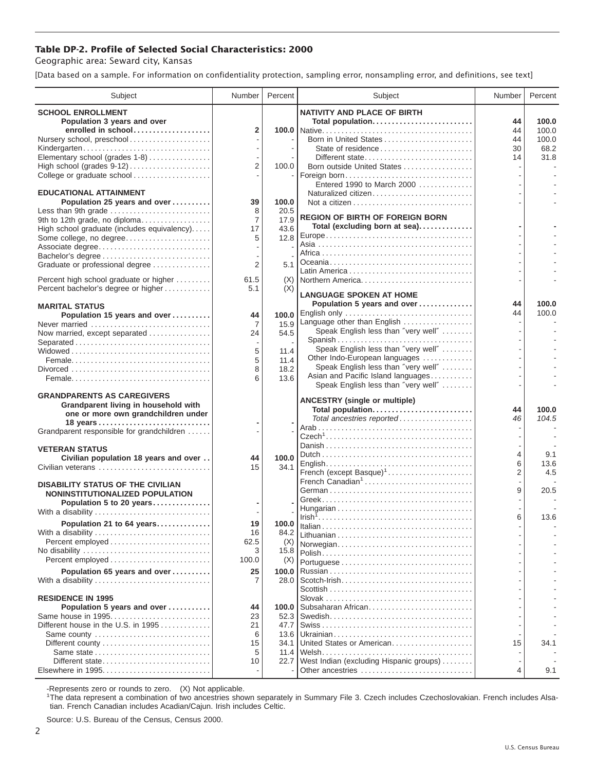## Table DP-2. Profile of Selected Social Characteristics: 2000

Geographic area: Seward city, Kansas

[Data based on a sample. For information on confidentiality protection, sampling error, nonsampling error, and definitions, see text]

| Subject | Number | Percent |
|---|---|---|
| **SCHOOL ENROLLMENT** | | |
| **Population 3 years and over enrolled in school** | **2** | **100.0** |
| Nursery school, preschool | - | - |
| Kindergarten | - | - |
| Elementary school (grades 1-8) | - | - |
| High school (grades 9-12) | 2 | 100.0 |
| College or graduate school | - | - |
| **EDUCATIONAL ATTAINMENT** | | |
| **Population 25 years and over** | **39** | **100.0** |
| Less than 9th grade | 8 | 20.5 |
| 9th to 12th grade, no diploma | 7 | 17.9 |
| High school graduate (includes equivalency) | 17 | 43.6 |
| Some college, no degree | 5 | 12.8 |
| Associate degree | - | - |
| Bachelor's degree | - | - |
| Graduate or professional degree | 2 | 5.1 |
| Percent high school graduate or higher | 61.5 | (X) |
| Percent bachelor's degree or higher | 5.1 | (X) |
| **MARITAL STATUS** | | |
| **Population 15 years and over** | **44** | **100.0** |
| Never married | 7 | 15.9 |
| Now married, except separated | 24 | 54.5 |
| Separated | - | - |
| Widowed | 5 | 11.4 |
| Female | 5 | 11.4 |
| Divorced | 8 | 18.2 |
| Female | 6 | 13.6 |
| **GRANDPARENTS AS CAREGIVERS** | | |
| **Grandparent living in household with one or more own grandchildren under 18 years** | **-** | **-** |
| Grandparent responsible for grandchildren | - | - |
| **VETERAN STATUS** | | |
| **Civilian population 18 years and over** | **44** | **100.0** |
| Civilian veterans | 15 | 34.1 |
| **DISABILITY STATUS OF THE CIVILIAN NONINSTITUTIONALIZED POPULATION** | | |
| **Population 5 to 20 years** | **-** | **-** |
| With a disability | - | - |
| **Population 21 to 64 years** | **19** | **100.0** |
| With a disability | 16 | 84.2 |
| Percent employed | 62.5 | (X) |
| No disability | 3 | 15.8 |
| Percent employed | 100.0 | (X) |
| **Population 65 years and over** | **25** | **100.0** |
| With a disability | 7 | 28.0 |
| **RESIDENCE IN 1995** | | |
| **Population 5 years and over** | **44** | **100.0** |
| Same house in 1995 | 23 | 52.3 |
| Different house in the U.S. in 1995 | 21 | 47.7 |
| Same county | 6 | 13.6 |
| Different county | 15 | 34.1 |
| Same state | 5 | 11.4 |
| Different state | 10 | 22.7 |
| Elsewhere in 1995 | - | - |

| Subject | Number | Percent |
|---|---|---|
| **NATIVITY AND PLACE OF BIRTH** | | |
| **Total population** | **44** | **100.0** |
| Native | 44 | 100.0 |
| Born in United States | 44 | 100.0 |
| State of residence | 30 | 68.2 |
| Different state | 14 | 31.8 |
| Born outside United States | - | - |
| Foreign born | - | - |
| Entered 1990 to March 2000 | - | - |
| Naturalized citizen | - | - |
| Not a citizen | - | - |
| **REGION OF BIRTH OF FOREIGN BORN** | | |
| **Total (excluding born at sea)** | **-** | **-** |
| Europe | - | - |
| Asia | - | - |
| Africa | - | - |
| Oceania | - | - |
| Latin America | - | - |
| Northern America | - | - |
| **LANGUAGE SPOKEN AT HOME** | | |
| **Population 5 years and over** | **44** | **100.0** |
| English only | 44 | 100.0 |
| Language other than English | - | - |
| Speak English less than "very well" | - | - |
| Spanish | - | - |
| Speak English less than "very well" | - | - |
| Other Indo-European languages | - | - |
| Speak English less than "very well" | - | - |
| Asian and Pacific Island languages | - | - |
| Speak English less than "very well" | - | - |
| **ANCESTRY (single or multiple)** | | |
| **Total population** | **44** | **100.0** |
| *Total ancestries reported* | *46* | *104.5* |
| Arab | - | - |
| Czech[1] | - | - |
| Danish | - | - |
| Dutch | 4 | 9.1 |
| English | 6 | 13.6 |
| French (except Basque)[1] | 2 | 4.5 |
| French Canadian[1] | - | - |
| German | 9 | 20.5 |
| Greek | - | - |
| Hungarian | - | - |
| Irish[1] | 6 | 13.6 |
| Italian | - | - |
| Lithuanian | - | - |
| Norwegian | - | - |
| Polish | - | - |
| Portuguese | - | - |
| Russian | - | - |
| Scotch-Irish | - | - |
| Scottish | - | - |
| Slovak | - | - |
| Subsaharan African | - | - |
| Swedish | - | - |
| Swiss | - | - |
| Ukrainian | - | - |
| United States or American | 15 | 34.1 |
| Welsh | - | - |
| West Indian (excluding Hispanic groups) | - | - |
| Other ancestries | 4 | 9.1 |

-Represents zero or rounds to zero. (X) Not applicable.

[1]The data represent a combination of two ancestries shown separately in Summary File 3. Czech includes Czechoslovakian. French includes Alsatian. French Canadian includes Acadian/Cajun. Irish includes Celtic.

Source: U.S. Bureau of the Census, Census 2000.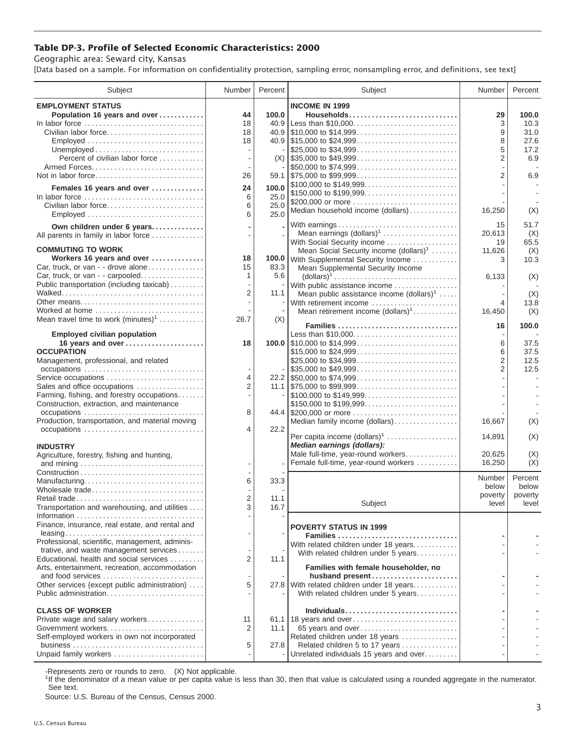# Table DP-3. Profile of Selected Economic Characteristics: 2000

Geographic area: Seward city, Kansas

[Data based on a sample. For information on confidentiality protection, sampling error, nonsampling error, and definitions, see text]

| Subject | Number | Percent |
|---|---|---|
| **EMPLOYMENT STATUS** | | |
| **Population 16 years and over** | **44** | **100.0** |
| In labor force | 18 | 40.9 |
| Civilian labor force | 18 | 40.9 |
| Employed | 18 | 40.9 |
| Unemployed | - | - |
| Percent of civilian labor force | - | (X) |
| Armed Forces | - | - |
| Not in labor force | 26 | 59.1 |
| **Females 16 years and over** | **24** | **100.0** |
| In labor force | 6 | 25.0 |
| Civilian labor force | 6 | 25.0 |
| Employed | 6 | 25.0 |
| **Own children under 6 years** | **-** | **-** |
| All parents in family in labor force | - | - |
| **COMMUTING TO WORK** | | |
| **Workers 16 years and over** | **18** | **100.0** |
| Car, truck, or van - - drove alone | 15 | 83.3 |
| Car, truck, or van - - carpooled | 1 | 5.6 |
| Public transportation (including taxicab) | - | - |
| Walked | 2 | 11.1 |
| Other means | - | - |
| Worked at home | - | - |
| Mean travel time to work (minutes)[1] | 26.7 | (X) |
| **Employed civilian population 16 years and over** | **18** | **100.0** |
| **OCCUPATION** | | |
| Management, professional, and related occupations | - | - |
| Service occupations | 4 | 22.2 |
| Sales and office occupations | 2 | 11.1 |
| Farming, fishing, and forestry occupations | - | - |
| Construction, extraction, and maintenance occupations | 8 | 44.4 |
| Production, transportation, and material moving occupations | 4 | 22.2 |
| **INDUSTRY** | | |
| Agriculture, forestry, fishing and hunting, and mining | - | - |
| Construction | - | - |
| Manufacturing | 6 | 33.3 |
| Wholesale trade | - | - |
| Retail trade | 2 | 11.1 |
| Transportation and warehousing, and utilities | 3 | 16.7 |
| Information | - | - |
| Finance, insurance, real estate, and rental and leasing | - | - |
| Professional, scientific, management, administrative, and waste management services | - | - |
| Educational, health and social services | 2 | 11.1 |
| Arts, entertainment, recreation, accommodation and food services | - | - |
| Other services (except public administration) | 5 | 27.8 |
| Public administration | - | - |
| **CLASS OF WORKER** | | |
| Private wage and salary workers | 11 | 61.1 |
| Government workers | 2 | 11.1 |
| Self-employed workers in own not incorporated business | 5 | 27.8 |
| Unpaid family workers | - | - |

| Subject | Number | Percent |
|---|---|---|
| **INCOME IN 1999** | | |
| **Households** | **29** | **100.0** |
| Less than $10,000 | 3 | 10.3 |
| $10,000 to $14,999 | 9 | 31.0 |
| $15,000 to $24,999 | 8 | 27.6 |
| $25,000 to $34,999 | 5 | 17.2 |
| $35,000 to $49,999 | 2 | 6.9 |
| $50,000 to $74,999 | - | - |
| $75,000 to $99,999 | 2 | 6.9 |
| $100,000 to $149,999 | - | - |
| $150,000 to $199,999 | - | - |
| $200,000 or more | - | - |
| Median household income (dollars) | 16,250 | (X) |
| With earnings | 15 | 51.7 |
| Mean earnings (dollars)[1] | 20,613 | (X) |
| With Social Security income | 19 | 65.5 |
| Mean Social Security income (dollars)[1] | 11,626 | (X) |
| With Supplemental Security Income | 3 | 10.3 |
| Mean Supplemental Security Income (dollars)[1] | 6,133 | (X) |
| With public assistance income | - | - |
| Mean public assistance income (dollars)[1] | - | (X) |
| With retirement income | 4 | 13.8 |
| Mean retirement income (dollars)[1] | 16,450 | (X) |
| **Families** | **16** | **100.0** |
| Less than $10,000 | - | - |
| $10,000 to $14,999 | 6 | 37.5 |
| $15,000 to $24,999 | 6 | 37.5 |
| $25,000 to $34,999 | 2 | 12.5 |
| $35,000 to $49,999 | 2 | 12.5 |
| $50,000 to $74,999 | - | - |
| $75,000 to $99,999 | - | - |
| $100,000 to $149,999 | - | - |
| $150,000 to $199,999 | - | - |
| $200,000 or more | - | - |
| Median family income (dollars) | 16,667 | (X) |
| Per capita income (dollars)[1] | 14,891 | (X) |
| ***Median earnings (dollars):*** | | |
| Male full-time, year-round workers | 20,625 | (X) |
| Female full-time, year-round workers | 16,250 | (X) |

| Subject | Number below poverty level | Percent below poverty level |
|---|---|---|
| **POVERTY STATUS IN 1999** | | |
| **Families** | **-** | **-** |
| With related children under 18 years | - | - |
| With related children under 5 years | - | - |
| **Families with female householder, no husband present** | **-** | **-** |
| With related children under 18 years | - | - |
| With related children under 5 years | - | - |
| **Individuals** | **-** | **-** |
| 18 years and over | - | - |
| 65 years and over | - | - |
| Related children under 18 years | - | - |
| Related children 5 to 17 years | - | - |
| Unrelated individuals 15 years and over | - | - |

-Represents zero or rounds to zero. (X) Not applicable.

[1]If the denominator of a mean value or per capita value is less than 30, then that value is calculated using a rounded aggregate in the numerator. See text.

Source: U.S. Bureau of the Census, Census 2000.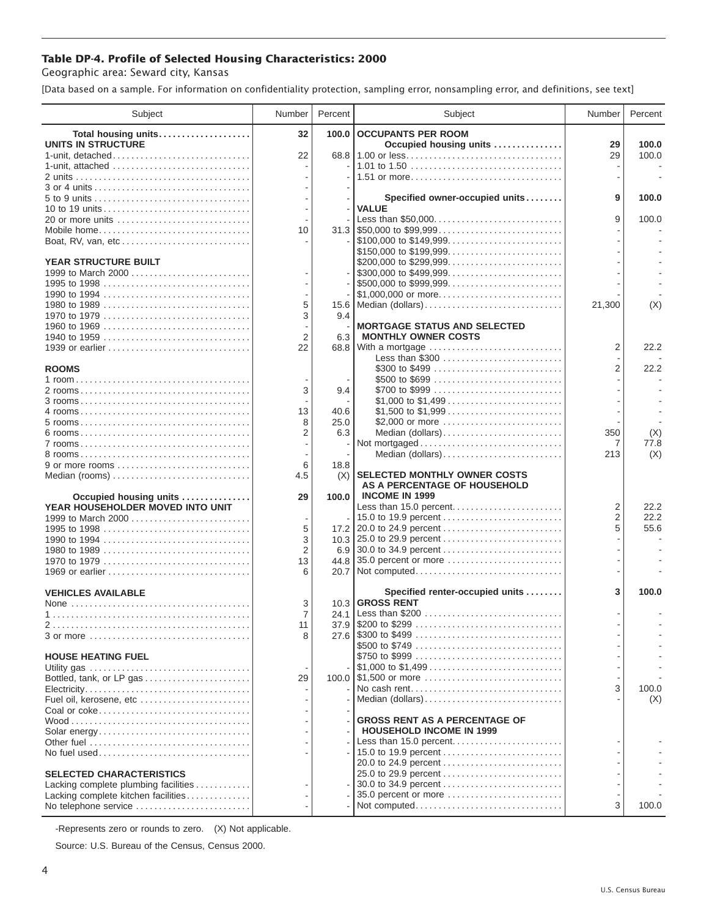## Table DP-4. Profile of Selected Housing Characteristics: 2000

Geographic area: Seward city, Kansas

[Data based on a sample. For information on confidentiality protection, sampling error, nonsampling error, and definitions, see text]

| Subject | Number | Percent | Subject | Number | Percent |
|---|---|---|---|---|---|
| **Total housing units** | **32** | **100.0** | **OCCUPANTS PER ROOM** | | |
| **UNITS IN STRUCTURE** | | | **Occupied housing units** | **29** | **100.0** |
| 1-unit, detached | 22 | 68.8 | 1.00 or less | 29 | 100.0 |
| 1-unit, attached | - | - | 1.01 to 1.50 | - | - |
| 2 units | - | - | 1.51 or more | - | - |
| 3 or 4 units | - | - | | | |
| 5 to 9 units | - | - | **Specified owner-occupied units** | **9** | **100.0** |
| 10 to 19 units | - | - | **VALUE** | | |
| 20 or more units | - | - | Less than $50,000 | 9 | 100.0 |
| Mobile home | 10 | 31.3 | $50,000 to $99,999 | - | - |
| Boat, RV, van, etc | - | - | $100,000 to $149,999 | - | - |
| | | | $150,000 to $199,999 | - | - |
| **YEAR STRUCTURE BUILT** | | | $200,000 to $299,999 | - | - |
| 1999 to March 2000 | - | - | $300,000 to $499,999 | - | - |
| 1995 to 1998 | - | - | $500,000 to $999,999 | - | - |
| 1990 to 1994 | - | - | $1,000,000 or more | - | - |
| 1980 to 1989 | 5 | 15.6 | Median (dollars) | 21,300 | (X) |
| 1970 to 1979 | 3 | 9.4 | | | |
| 1960 to 1969 | - | - | **MORTGAGE STATUS AND SELECTED** | | |
| 1940 to 1959 | 2 | 6.3 | **MONTHLY OWNER COSTS** | | |
| 1939 or earlier | 22 | 68.8 | With a mortgage | 2 | 22.2 |
| | | | Less than $300 | - | - |
| **ROOMS** | | | $300 to $499 | 2 | 22.2 |
| 1 room | - | - | $500 to $699 | - | - |
| 2 rooms | 3 | 9.4 | $700 to $999 | - | - |
| 3 rooms | - | - | $1,000 to $1,499 | - | - |
| 4 rooms | 13 | 40.6 | $1,500 to $1,999 | - | - |
| 5 rooms | 8 | 25.0 | $2,000 or more | - | - |
| 6 rooms | 2 | 6.3 | Median (dollars) | 350 | (X) |
| 7 rooms | - | - | Not mortgaged | 7 | 77.8 |
| 8 rooms | - | - | Median (dollars) | 213 | (X) |
| 9 or more rooms | 6 | 18.8 | | | |
| Median (rooms) | 4.5 | (X) | **SELECTED MONTHLY OWNER COSTS AS A PERCENTAGE OF HOUSEHOLD** | | |
| **Occupied housing units** | **29** | **100.0** | **INCOME IN 1999** | | |
| **YEAR HOUSEHOLDER MOVED INTO UNIT** | | | Less than 15.0 percent | 2 | 22.2 |
| 1999 to March 2000 | - | - | 15.0 to 19.9 percent | 2 | 22.2 |
| 1995 to 1998 | 5 | 17.2 | 20.0 to 24.9 percent | 5 | 55.6 |
| 1990 to 1994 | 3 | 10.3 | 25.0 to 29.9 percent | - | - |
| 1980 to 1989 | 2 | 6.9 | 30.0 to 34.9 percent | - | - |
| 1970 to 1979 | 13 | 44.8 | 35.0 percent or more | - | - |
| 1969 or earlier | 6 | 20.7 | Not computed | - | - |
| | | | | | |
| **VEHICLES AVAILABLE** | | | **Specified renter-occupied units** | **3** | **100.0** |
| None | 3 | 10.3 | **GROSS RENT** | | |
| 1 | 7 | 24.1 | Less than $200 | - | - |
| 2 | 11 | 37.9 | $200 to $299 | - | - |
| 3 or more | 8 | 27.6 | $300 to $499 | - | - |
| | | | $500 to $749 | - | - |
| **HOUSE HEATING FUEL** | | | $750 to $999 | - | - |
| Utility gas | - | - | $1,000 to $1,499 | - | - |
| Bottled, tank, or LP gas | 29 | 100.0 | $1,500 or more | - | - |
| Electricity | - | - | No cash rent | 3 | 100.0 |
| Fuel oil, kerosene, etc | - | - | Median (dollars) | - | (X) |
| Coal or coke | - | - | | | |
| Wood | - | - | **GROSS RENT AS A PERCENTAGE OF** | | |
| Solar energy | - | - | **HOUSEHOLD INCOME IN 1999** | | |
| Other fuel | - | - | Less than 15.0 percent | - | - |
| No fuel used | - | - | 15.0 to 19.9 percent | - | - |
| | | | 20.0 to 24.9 percent | - | - |
| **SELECTED CHARACTERISTICS** | | | 25.0 to 29.9 percent | - | - |
| Lacking complete plumbing facilities | - | - | 30.0 to 34.9 percent | - | - |
| Lacking complete kitchen facilities | - | - | 35.0 percent or more | - | - |
| No telephone service | - | - | Not computed | 3 | 100.0 |

-Represents zero or rounds to zero. (X) Not applicable.

Source: U.S. Bureau of the Census, Census 2000.